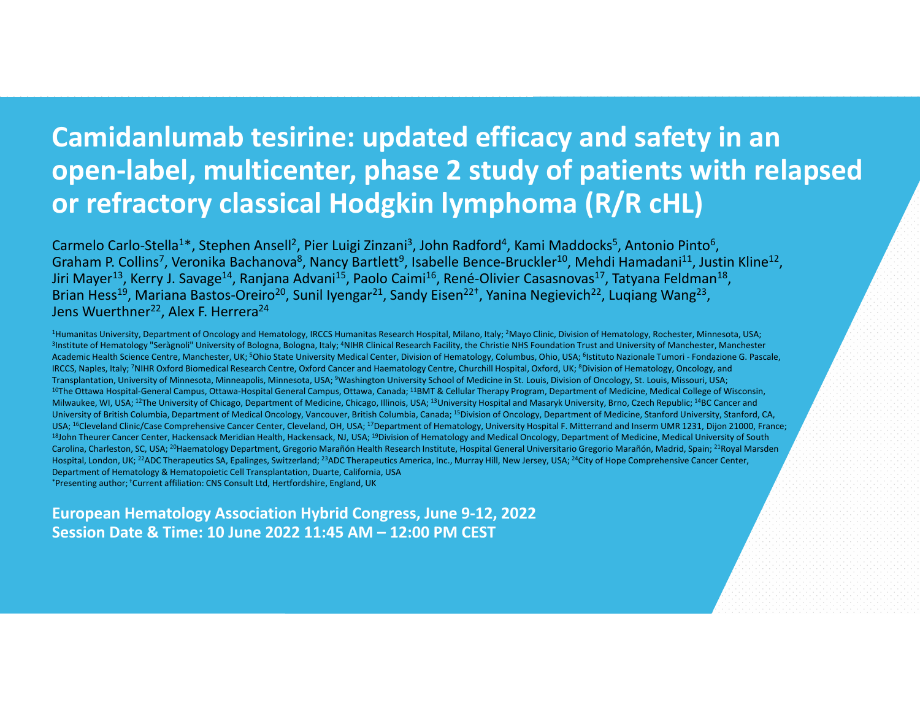# Camidanlumab tesirine: updated efficacy and safety in an open-label, multicenter, phase 2 study of patients with relapsed or refractory classical Hodgkin lymphoma (R/R cHL)

Carmelo Carlo-Stella[1]*, Stephen Ansell[2], Pier Luigi Zinzani[3], John Radford[4], Kami Maddocks[5], Antonio Pinto[6], Graham P. Collins[7], Veronika Bachanova[8], Nancy Bartlett[9], Isabelle Bence-Bruckler[10], Mehdi Hamadani[11], Justin Kline[12], Jiri Mayer[13], Kerry J. Savage[14], Ranjana Advani[15], Paolo Caimi[16], René-Olivier Casasnovas[17], Tatyana Feldman[18], Brian Hess[19], Mariana Bastos-Oreiro[20], Sunil Iyengar[21], Sandy Eisen[22†], Yanina Negievich[22], Luqiang Wang[23], Jens Wuerthner[22], Alex F. Herrera[24]

[1]Humanitas University, Department of Oncology and Hematology, IRCCS Humanitas Research Hospital, Milano, Italy; [2]Mayo Clinic, Division of Hematology, Rochester, Minnesota, USA; [3]Institute of Hematology "Seràgnoli" University of Bologna, Bologna, Italy; [4]NIHR Clinical Research Facility, the Christie NHS Foundation Trust and University of Manchester, Manchester Academic Health Science Centre, Manchester, UK; [5]Ohio State University Medical Center, Division of Hematology, Columbus, Ohio, USA; [6]Istituto Nazionale Tumori - Fondazione G. Pascale, IRCCS, Naples, Italy; [7]NIHR Oxford Biomedical Research Centre, Oxford Cancer and Haematology Centre, Churchill Hospital, Oxford, UK; [8]Division of Hematology, Oncology, and Transplantation, University of Minnesota, Minneapolis, Minnesota, USA; [9]Washington University School of Medicine in St. Louis, Division of Oncology, St. Louis, Missouri, USA; [10]The Ottawa Hospital-General Campus, Ottawa-Hospital General Campus, Ottawa, Canada; [11]BMT & Cellular Therapy Program, Department of Medicine, Medical College of Wisconsin, Milwaukee, WI, USA; [12]The University of Chicago, Department of Medicine, Chicago, Illinois, USA; [13]University Hospital and Masaryk University, Brno, Czech Republic; [14]BC Cancer and University of British Columbia, Department of Medical Oncology, Vancouver, British Columbia, Canada; [15]Division of Oncology, Department of Medicine, Stanford University, Stanford, CA, USA; [16]Cleveland Clinic/Case Comprehensive Cancer Center, Cleveland, OH, USA; [17]Department of Hematology, University Hospital F. Mitterrand and Inserm UMR 1231, Dijon 21000, France; [18]John Theurer Cancer Center, Hackensack Meridian Health, Hackensack, NJ, USA; [19]Division of Hematology and Medical Oncology, Department of Medicine, Medical University of South Carolina, Charleston, SC, USA; [20]Haematology Department, Gregorio Marañón Health Research Institute, Hospital General Universitario Gregorio Marañón, Madrid, Spain; [21]Royal Marsden Hospital, London, UK; [22]ADC Therapeutics SA, Epalinges, Switzerland; [23]ADC Therapeutics America, Inc., Murray Hill, New Jersey, USA; [24]City of Hope Comprehensive Cancer Center, Department of Hematology & Hematopoietic Cell Transplantation, Duarte, California, USA

*Presenting author; †Current affiliation: CNS Consult Ltd, Hertfordshire, England, UK

**European Hematology Association Hybrid Congress, June 9-12, 2022**
**Session Date & Time: 10 June 2022 11:45 AM – 12:00 PM CEST**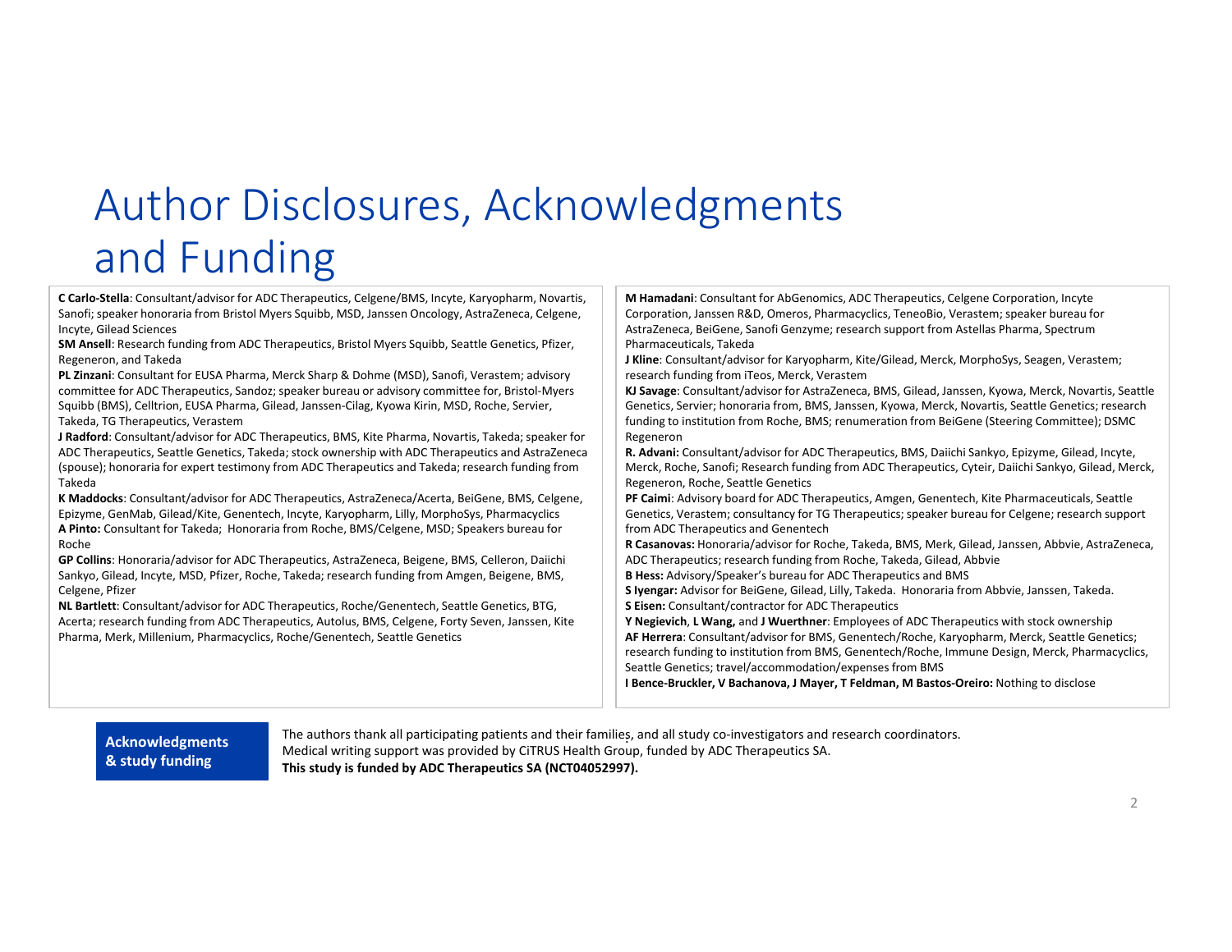# Author Disclosures, Acknowledgments and Funding

**C Carlo-Stella**: Consultant/advisor for ADC Therapeutics, Celgene/BMS, Incyte, Karyopharm, Novartis, Sanofi; speaker honoraria from Bristol Myers Squibb, MSD, Janssen Oncology, AstraZeneca, Celgene, Incyte, Gilead Sciences

**SM Ansell**: Research funding from ADC Therapeutics, Bristol Myers Squibb, Seattle Genetics, Pfizer, Regeneron, and Takeda

**PL Zinzani**: Consultant for EUSA Pharma, Merck Sharp & Dohme (MSD), Sanofi, Verastem; advisory committee for ADC Therapeutics, Sandoz; speaker bureau or advisory committee for, Bristol-Myers Squibb (BMS), Celltrion, EUSA Pharma, Gilead, Janssen-Cilag, Kyowa Kirin, MSD, Roche, Servier, Takeda, TG Therapeutics, Verastem

**J Radford**: Consultant/advisor for ADC Therapeutics, BMS, Kite Pharma, Novartis, Takeda; speaker for ADC Therapeutics, Seattle Genetics, Takeda; stock ownership with ADC Therapeutics and AstraZeneca (spouse); honoraria for expert testimony from ADC Therapeutics and Takeda; research funding from Takeda

**K Maddocks**: Consultant/advisor for ADC Therapeutics, AstraZeneca/Acerta, BeiGene, BMS, Celgene, Epizyme, GenMab, Gilead/Kite, Genentech, Incyte, Karyopharm, Lilly, MorphoSys, Pharmacyclics

**A Pinto:** Consultant for Takeda; Honoraria from Roche, BMS/Celgene, MSD; Speakers bureau for Roche

**GP Collins**: Honoraria/advisor for ADC Therapeutics, AstraZeneca, Beigene, BMS, Celleron, Daiichi Sankyo, Gilead, Incyte, MSD, Pfizer, Roche, Takeda; research funding from Amgen, Beigene, BMS, Celgene, Pfizer

**NL Bartlett**: Consultant/advisor for ADC Therapeutics, Roche/Genentech, Seattle Genetics, BTG, Acerta; research funding from ADC Therapeutics, Autolus, BMS, Celgene, Forty Seven, Janssen, Kite Pharma, Merk, Millenium, Pharmacyclics, Roche/Genentech, Seattle Genetics

**M Hamadani**: Consultant for AbGenomics, ADC Therapeutics, Celgene Corporation, Incyte Corporation, Janssen R&D, Omeros, Pharmacyclics, TeneoBio, Verastem; speaker bureau for AstraZeneca, BeiGene, Sanofi Genzyme; research support from Astellas Pharma, Spectrum Pharmaceuticals, Takeda

**J Kline**: Consultant/advisor for Karyopharm, Kite/Gilead, Merck, MorphoSys, Seagen, Verastem; research funding from iTeos, Merck, Verastem

**KJ Savage**: Consultant/advisor for AstraZeneca, BMS, Gilead, Janssen, Kyowa, Merck, Novartis, Seattle Genetics, Servier; honoraria from, BMS, Janssen, Kyowa, Merck, Novartis, Seattle Genetics; research funding to institution from Roche, BMS; renumeration from BeiGene (Steering Committee); DSMC Regeneron

**R. Advani:** Consultant/advisor for ADC Therapeutics, BMS, Daiichi Sankyo, Epizyme, Gilead, Incyte, Merck, Roche, Sanofi; Research funding from ADC Therapeutics, Cyteir, Daiichi Sankyo, Gilead, Merck, Regeneron, Roche, Seattle Genetics

**PF Caimi**: Advisory board for ADC Therapeutics, Amgen, Genentech, Kite Pharmaceuticals, Seattle Genetics, Verastem; consultancy for TG Therapeutics; speaker bureau for Celgene; research support from ADC Therapeutics and Genentech

**R Casanovas:** Honoraria/advisor for Roche, Takeda, BMS, Merk, Gilead, Janssen, Abbvie, AstraZeneca, ADC Therapeutics; research funding from Roche, Takeda, Gilead, Abbvie

**B Hess:** Advisory/Speaker's bureau for ADC Therapeutics and BMS

**S Iyengar:** Advisor for BeiGene, Gilead, Lilly, Takeda. Honoraria from Abbvie, Janssen, Takeda.

**S Eisen:** Consultant/contractor for ADC Therapeutics

**Y Negievich**, **L Wang,** and **J Wuerthner**: Employees of ADC Therapeutics with stock ownership

**AF Herrera**: Consultant/advisor for BMS, Genentech/Roche, Karyopharm, Merck, Seattle Genetics; research funding to institution from BMS, Genentech/Roche, Immune Design, Merck, Pharmacyclics, Seattle Genetics; travel/accommodation/expenses from BMS

**I Bence-Bruckler, V Bachanova, J Mayer, T Feldman, M Bastos-Oreiro:** Nothing to disclose

**Acknowledgments & study funding**

The authors thank all participating patients and their families, and all study co-investigators and research coordinators.
Medical writing support was provided by CiTRUS Health Group, funded by ADC Therapeutics SA.
**This study is funded by ADC Therapeutics SA (NCT04052997).**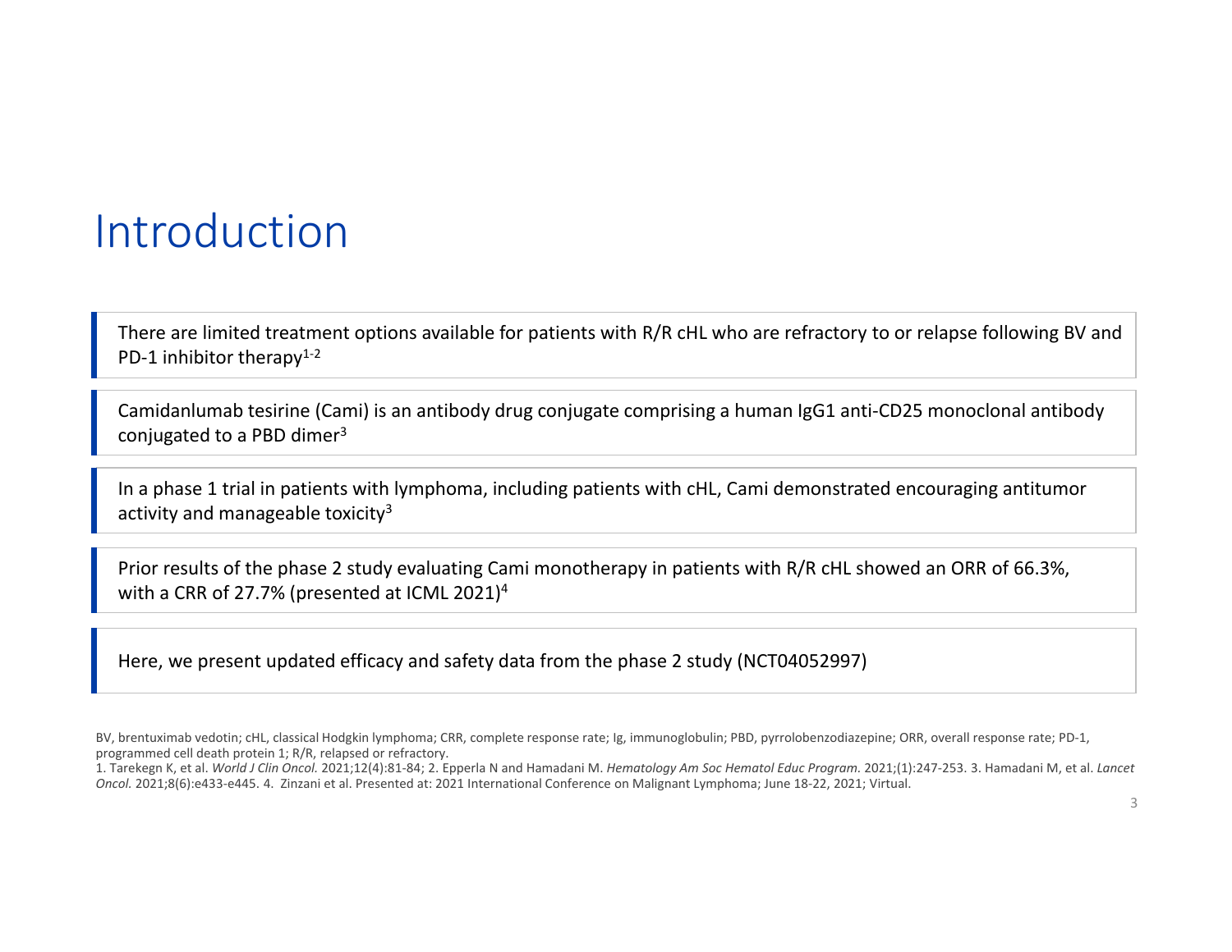# Introduction

There are limited treatment options available for patients with R/R cHL who are refractory to or relapse following BV and PD-1 inhibitor therapy[1-2]

Camidanlumab tesirine (Cami) is an antibody drug conjugate comprising a human IgG1 anti-CD25 monoclonal antibody conjugated to a PBD dimer[3]

In a phase 1 trial in patients with lymphoma, including patients with cHL, Cami demonstrated encouraging antitumor activity and manageable toxicity[3]

Prior results of the phase 2 study evaluating Cami monotherapy in patients with R/R cHL showed an ORR of 66.3%, with a CRR of 27.7% (presented at ICML 2021)[4]

Here, we present updated efficacy and safety data from the phase 2 study (NCT04052997)

BV, brentuximab vedotin; cHL, classical Hodgkin lymphoma; CRR, complete response rate; Ig, immunoglobulin; PBD, pyrrolobenzodiazepine; ORR, overall response rate; PD-1, programmed cell death protein 1; R/R, relapsed or refractory.

1. Tarekegn K, et al. *World J Clin Oncol.* 2021;12(4):81-84; 2. Epperla N and Hamadani M. *Hematology Am Soc Hematol Educ Program.* 2021;(1):247-253. 3. Hamadani M, et al. *Lancet Oncol.* 2021;8(6):e433-e445. 4. Zinzani et al. Presented at: 2021 International Conference on Malignant Lymphoma; June 18-22, 2021; Virtual.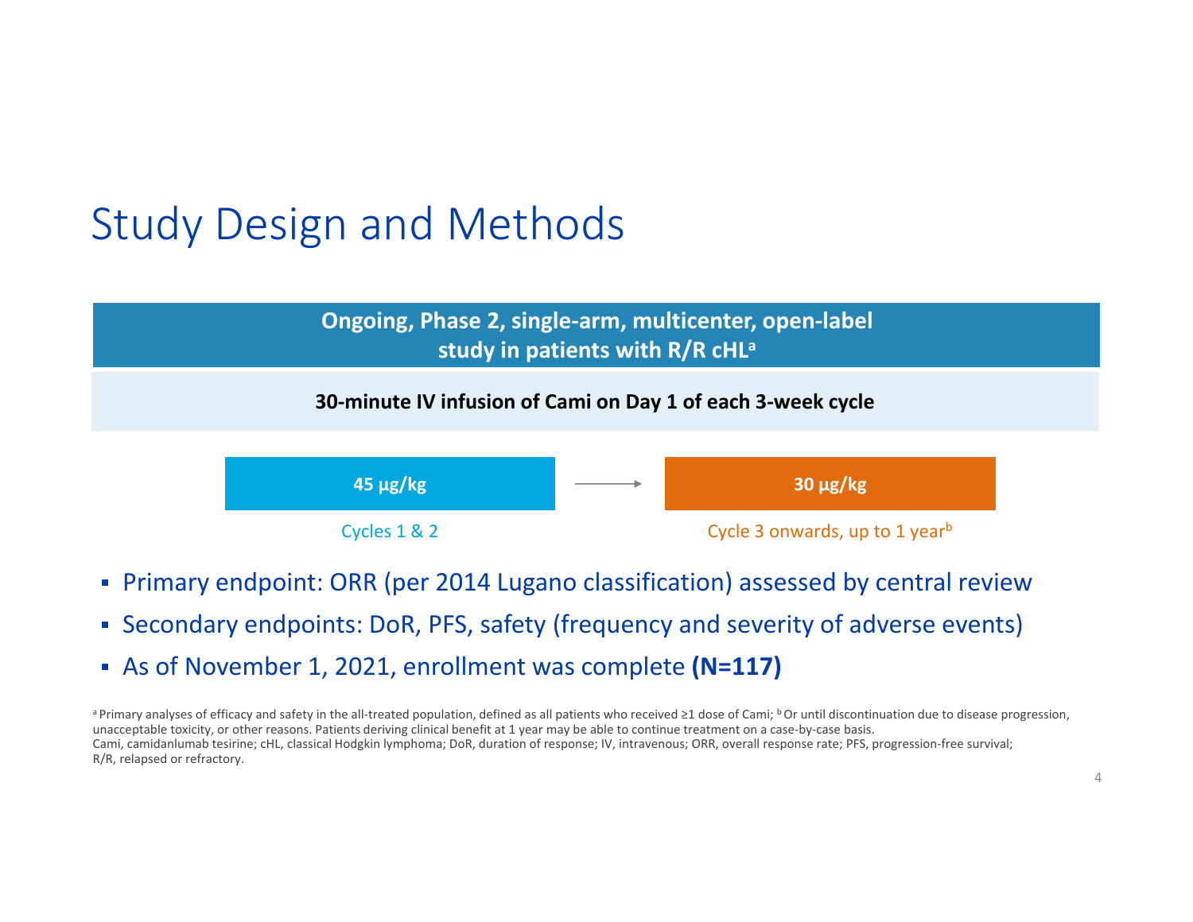# Study Design and Methods

**Ongoing, Phase 2, single-arm, multicenter, open-label study in patients with R/R cHL[a]**

**30-minute IV infusion of Cami on Day 1 of each 3-week cycle**

**45 μg/kg** → **30 μg/kg**

Cycles 1 & 2 → Cycle 3 onwards, up to 1 year[b]

- Primary endpoint: ORR (per 2014 Lugano classification) assessed by central review
- Secondary endpoints: DoR, PFS, safety (frequency and severity of adverse events)
- As of November 1, 2021, enrollment was complete **(N=117)**

[a] Primary analyses of efficacy and safety in the all-treated population, defined as all patients who received ≥1 dose of Cami; [b] Or until discontinuation due to disease progression, unacceptable toxicity, or other reasons. Patients deriving clinical benefit at 1 year may be able to continue treatment on a case-by-case basis.
Cami, camidanlumab tesirine; cHL, classical Hodgkin lymphoma; DoR, duration of response; IV, intravenous; ORR, overall response rate; PFS, progression-free survival; R/R, relapsed or refractory.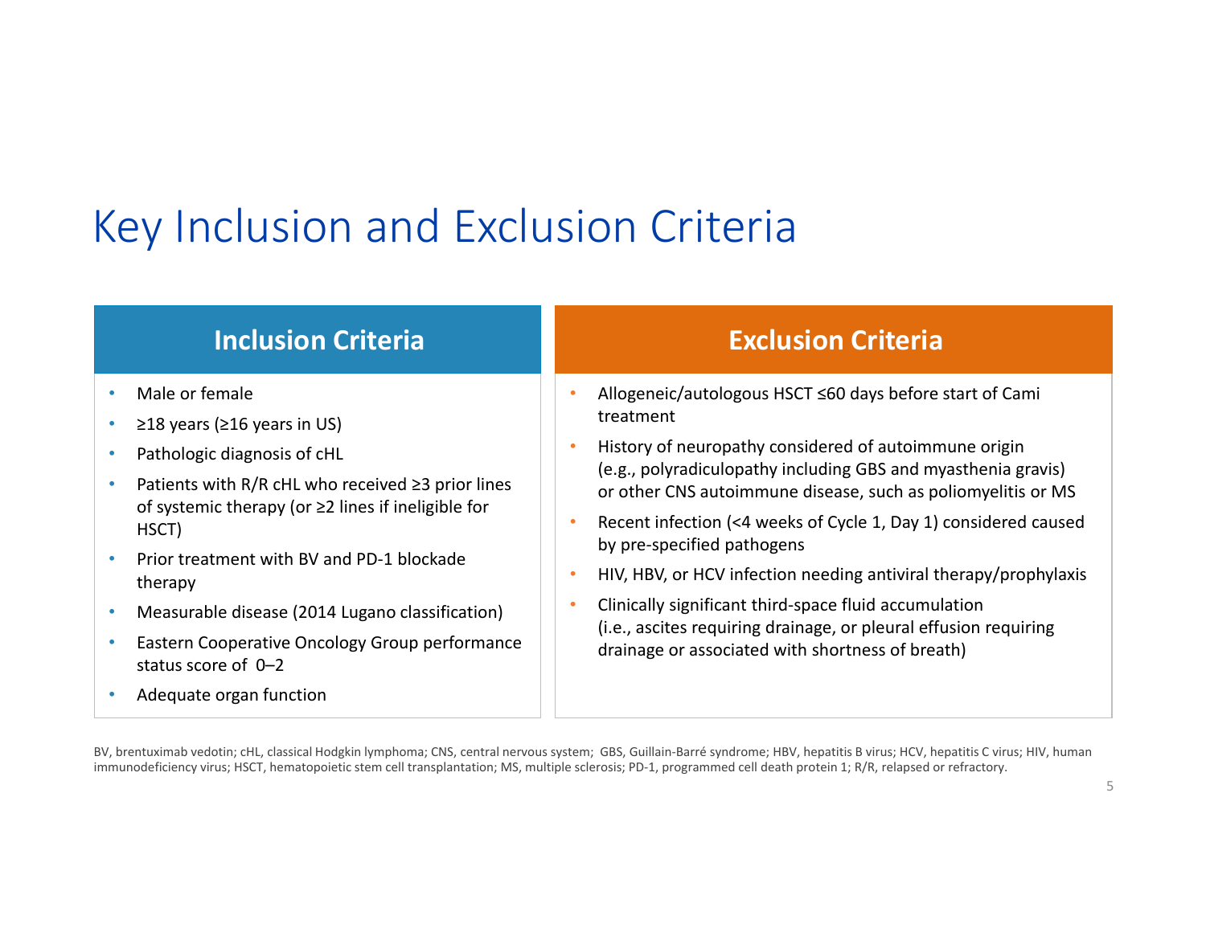# Key Inclusion and Exclusion Criteria

## Inclusion Criteria

- Male or female
- ≥18 years (≥16 years in US)
- Pathologic diagnosis of cHL
- Patients with R/R cHL who received ≥3 prior lines of systemic therapy (or ≥2 lines if ineligible for HSCT)
- Prior treatment with BV and PD-1 blockade therapy
- Measurable disease (2014 Lugano classification)
- Eastern Cooperative Oncology Group performance status score of 0–2
- Adequate organ function

## Exclusion Criteria

- Allogeneic/autologous HSCT ≤60 days before start of Cami treatment
- History of neuropathy considered of autoimmune origin (e.g., polyradiculopathy including GBS and myasthenia gravis) or other CNS autoimmune disease, such as poliomyelitis or MS
- Recent infection (<4 weeks of Cycle 1, Day 1) considered caused by pre-specified pathogens
- HIV, HBV, or HCV infection needing antiviral therapy/prophylaxis
- Clinically significant third-space fluid accumulation (i.e., ascites requiring drainage, or pleural effusion requiring drainage or associated with shortness of breath)

BV, brentuximab vedotin; cHL, classical Hodgkin lymphoma; CNS, central nervous system; GBS, Guillain-Barré syndrome; HBV, hepatitis B virus; HCV, hepatitis C virus; HIV, human immunodeficiency virus; HSCT, hematopoietic stem cell transplantation; MS, multiple sclerosis; PD-1, programmed cell death protein 1; R/R, relapsed or refractory.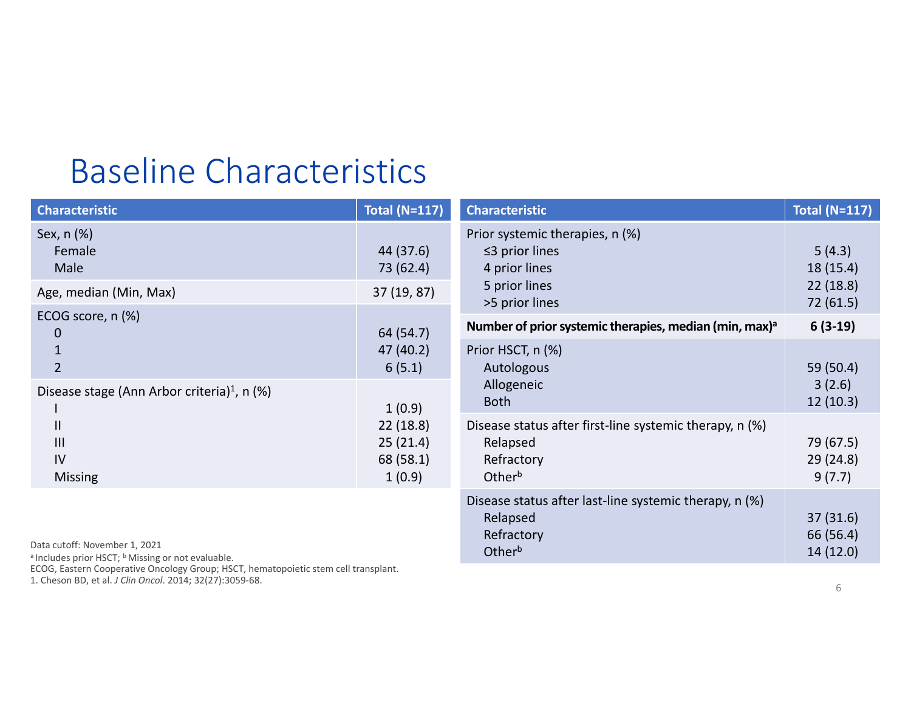# Baseline Characteristics

| Characteristic | Total (N=117) |
|---|---|
| Sex, n (%) | |
| Female | 44 (37.6) |
| Male | 73 (62.4) |
| Age, median (Min, Max) | 37 (19, 87) |
| ECOG score, n (%) | |
| 0 | 64 (54.7) |
| 1 | 47 (40.2) |
| 2 | 6 (5.1) |
| Disease stage (Ann Arbor criteria)[1], n (%) | |
| I | 1 (0.9) |
| II | 22 (18.8) |
| III | 25 (21.4) |
| IV | 68 (58.1) |
| Missing | 1 (0.9) |

| Characteristic | Total (N=117) |
|---|---|
| Prior systemic therapies, n (%) | |
| ≤3 prior lines | 5 (4.3) |
| 4 prior lines | 18 (15.4) |
| 5 prior lines | 22 (18.8) |
| >5 prior lines | 72 (61.5) |
| **Number of prior systemic therapies, median (min, max)[a]** | **6 (3-19)** |
| Prior HSCT, n (%) | |
| Autologous | 59 (50.4) |
| Allogeneic | 3 (2.6) |
| Both | 12 (10.3) |
| Disease status after first-line systemic therapy, n (%) | |
| Relapsed | 79 (67.5) |
| Refractory | 29 (24.8) |
| Other[b] | 9 (7.7) |
| Disease status after last-line systemic therapy, n (%) | |
| Relapsed | 37 (31.6) |
| Refractory | 66 (56.4) |
| Other[b] | 14 (12.0) |

Data cutoff: November 1, 2021

[a] Includes prior HSCT; [b] Missing or not evaluable.

ECOG, Eastern Cooperative Oncology Group; HSCT, hematopoietic stem cell transplant.

1. Cheson BD, et al. *J Clin Oncol*. 2014; 32(27):3059-68.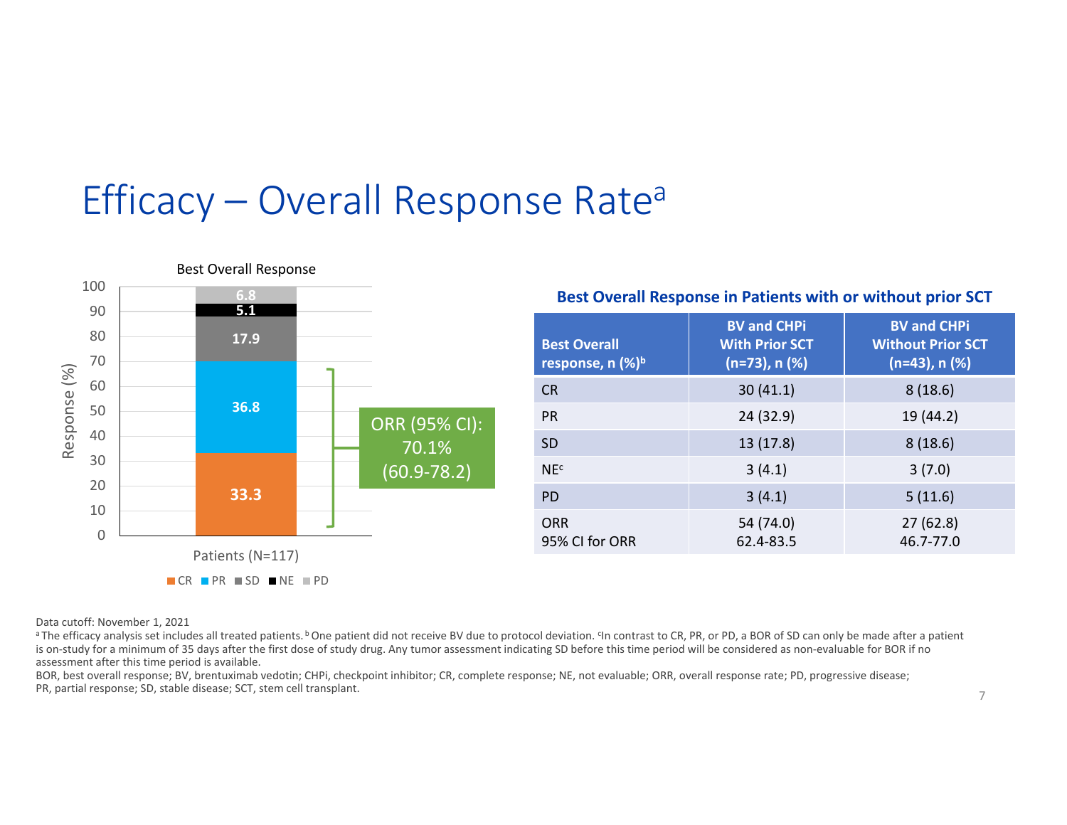# Efficacy – Overall Response Rate[a]

**Best Overall Response**

Patients (N=117)

| Response | % |
|---|---|
| CR | 33.3 |
| PR | 36.8 |
| SD | 17.9 |
| NE | 5.1 |
| PD | 6.8 |

ORR (95% CI): 70.1% (60.9-78.2)

**Best Overall Response in Patients with or without prior SCT**

| Best Overall response, n (%)[b] | BV and CHPi With Prior SCT (n=73), n (%) | BV and CHPi Without Prior SCT (n=43), n (%) |
|---|---|---|
| CR | 30 (41.1) | 8 (18.6) |
| PR | 24 (32.9) | 19 (44.2) |
| SD | 13 (17.8) | 8 (18.6) |
| NE[c] | 3 (4.1) | 3 (7.0) |
| PD | 3 (4.1) | 5 (11.6) |
| ORR<br>95% CI for ORR | 54 (74.0)<br>62.4-83.5 | 27 (62.8)<br>46.7-77.0 |

Data cutoff: November 1, 2021

[a] The efficacy analysis set includes all treated patients. [b] One patient did not receive BV due to protocol deviation. [c] In contrast to CR, PR, or PD, a BOR of SD can only be made after a patient is on-study for a minimum of 35 days after the first dose of study drug. Any tumor assessment indicating SD before this time period will be considered as non-evaluable for BOR if no assessment after this time period is available.

BOR, best overall response; BV, brentuximab vedotin; CHPi, checkpoint inhibitor; CR, complete response; NE, not evaluable; ORR, overall response rate; PD, progressive disease; PR, partial response; SD, stable disease; SCT, stem cell transplant.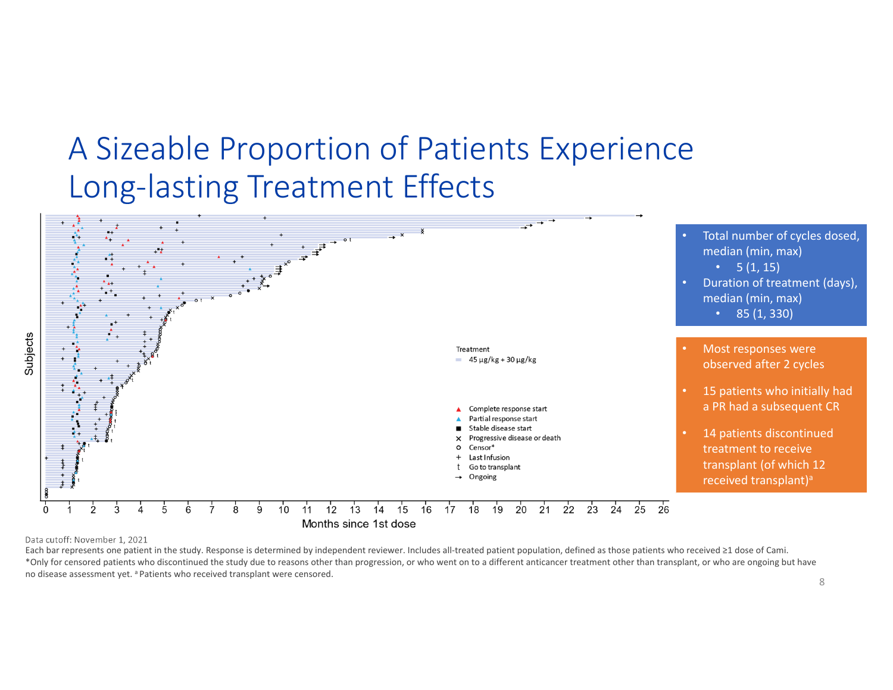# A Sizeable Proportion of Patients Experience Long-lasting Treatment Effects

Subjects

Months since 1st dose

0 1 2 3 4 5 6 7 8 9 10 11 12 13 14 15 16 17 18 19 20 21 22 23 24 25 26

Treatment

- 45 μg/kg + 30 μg/kg

- ▲ Complete response start
- ▲ Partial response start
- ■ Stable disease start
- × Progressive disease or death
- o Censor*
- + Last Infusion
- t Go to transplant
- → Ongoing

- Total number of cycles dosed, median (min, max)
  - 5 (1, 15)
- Duration of treatment (days), median (min, max)
  - 85 (1, 330)

- Most responses were observed after 2 cycles
- 15 patients who initially had a PR had a subsequent CR
- 14 patients discontinued treatment to receive transplant (of which 12 received transplant)[a]

Data cutoff: November 1, 2021

Each bar represents one patient in the study. Response is determined by independent reviewer. Includes all-treated patient population, defined as those patients who received ≥1 dose of Cami.

*Only for censored patients who discontinued the study due to reasons other than progression, or who went on to a different anticancer treatment other than transplant, or who are ongoing but have no disease assessment yet. [a] Patients who received transplant were censored.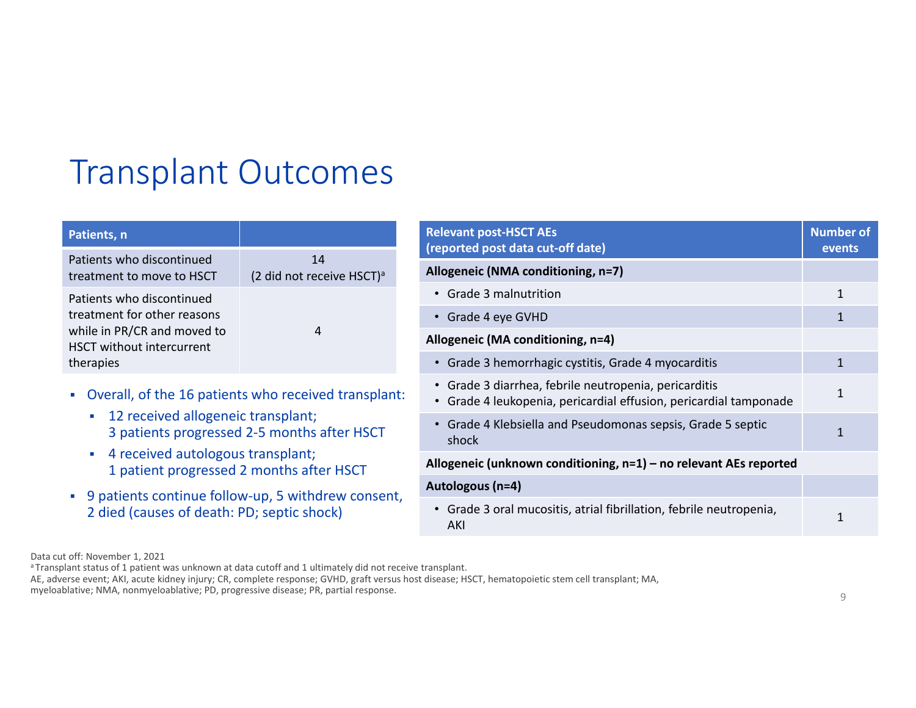# Transplant Outcomes

| Patients, n | |
|---|---|
| Patients who discontinued treatment to move to HSCT | 14 (2 did not receive HSCT)[a] |
| Patients who discontinued treatment for other reasons while in PR/CR and moved to HSCT without intercurrent therapies | 4 |

- Overall, of the 16 patients who received transplant:
  - 12 received allogeneic transplant; 3 patients progressed 2-5 months after HSCT
  - 4 received autologous transplant; 1 patient progressed 2 months after HSCT
- 9 patients continue follow-up, 5 withdrew consent, 2 died (causes of death: PD; septic shock)

| Relevant post-HSCT AEs (reported post data cut-off date) | Number of events |
|---|---|
| **Allogeneic (NMA conditioning, n=7)** | |
| • Grade 3 malnutrition | 1 |
| • Grade 4 eye GVHD | 1 |
| **Allogeneic (MA conditioning, n=4)** | |
| • Grade 3 hemorrhagic cystitis, Grade 4 myocarditis | 1 |
| • Grade 3 diarrhea, febrile neutropenia, pericarditis<br>• Grade 4 leukopenia, pericardial effusion, pericardial tamponade | 1 |
| • Grade 4 Klebsiella and Pseudomonas sepsis, Grade 5 septic shock | 1 |
| **Allogeneic (unknown conditioning, n=1) – no relevant AEs reported** | |
| **Autologous (n=4)** | |
| • Grade 3 oral mucositis, atrial fibrillation, febrile neutropenia, AKI | 1 |

Data cut off: November 1, 2021

[a] Transplant status of 1 patient was unknown at data cutoff and 1 ultimately did not receive transplant.

AE, adverse event; AKI, acute kidney injury; CR, complete response; GVHD, graft versus host disease; HSCT, hematopoietic stem cell transplant; MA, myeloablative; NMA, nonmyeloablative; PD, progressive disease; PR, partial response.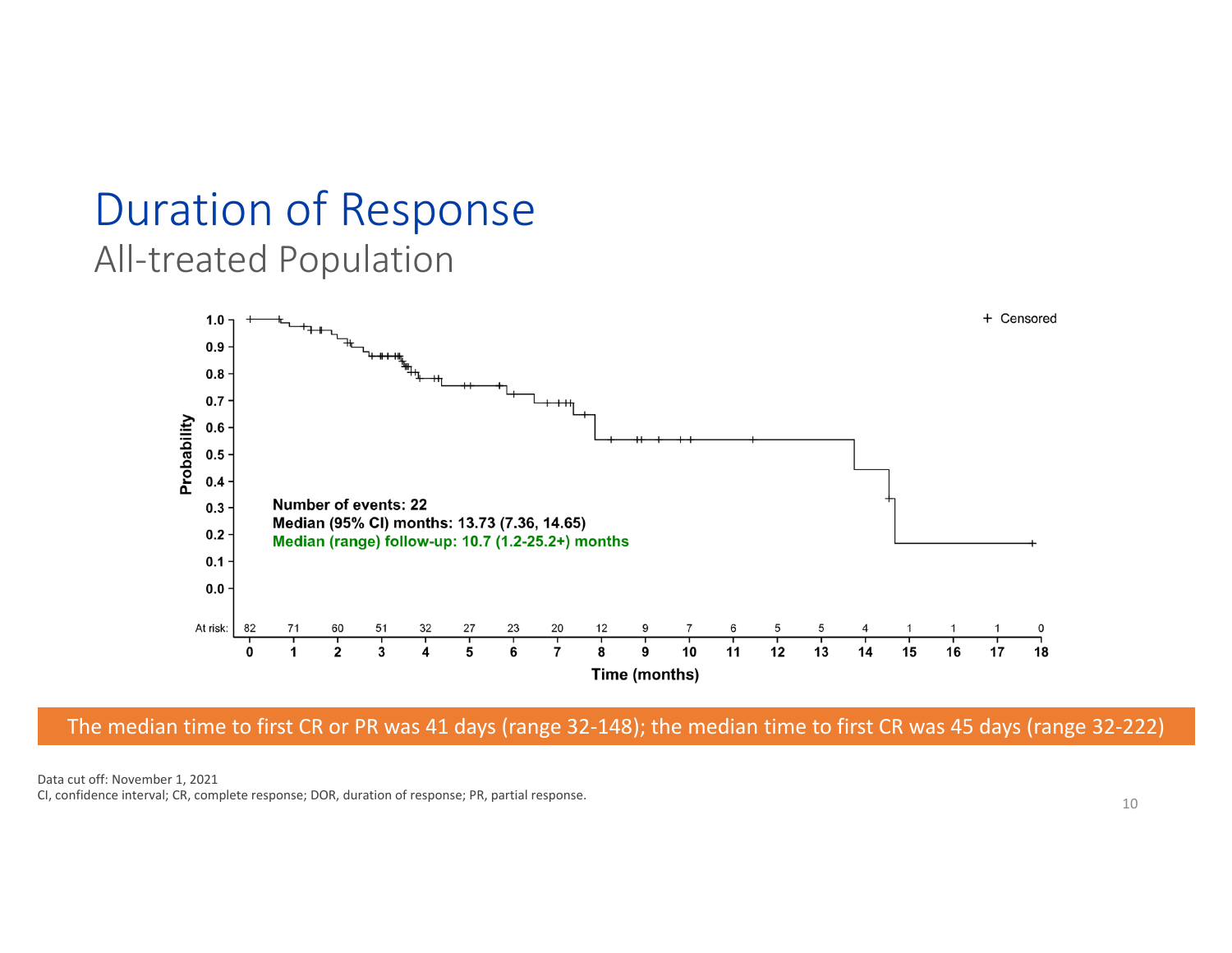# Duration of Response

## All-treated Population

+ Censored

Number of events: 22

Median (95% CI) months: 13.73 (7.36, 14.65)

Median (range) follow-up: 10.7 (1.2-25.2+) months

| Time (months) | 0 | 1 | 2 | 3 | 4 | 5 | 6 | 7 | 8 | 9 | 10 | 11 | 12 | 13 | 14 | 15 | 16 | 17 | 18 |
|---|---|---|---|---|---|---|---|---|---|---|---|---|---|---|---|---|---|---|---|
| At risk: | 82 | 71 | 60 | 51 | 32 | 27 | 23 | 20 | 12 | 9 | 7 | 6 | 5 | 5 | 4 | 1 | 1 | 1 | 0 |

The median time to first CR or PR was 41 days (range 32-148); the median time to first CR was 45 days (range 32-222)

Data cut off: November 1, 2021

CI, confidence interval; CR, complete response; DOR, duration of response; PR, partial response.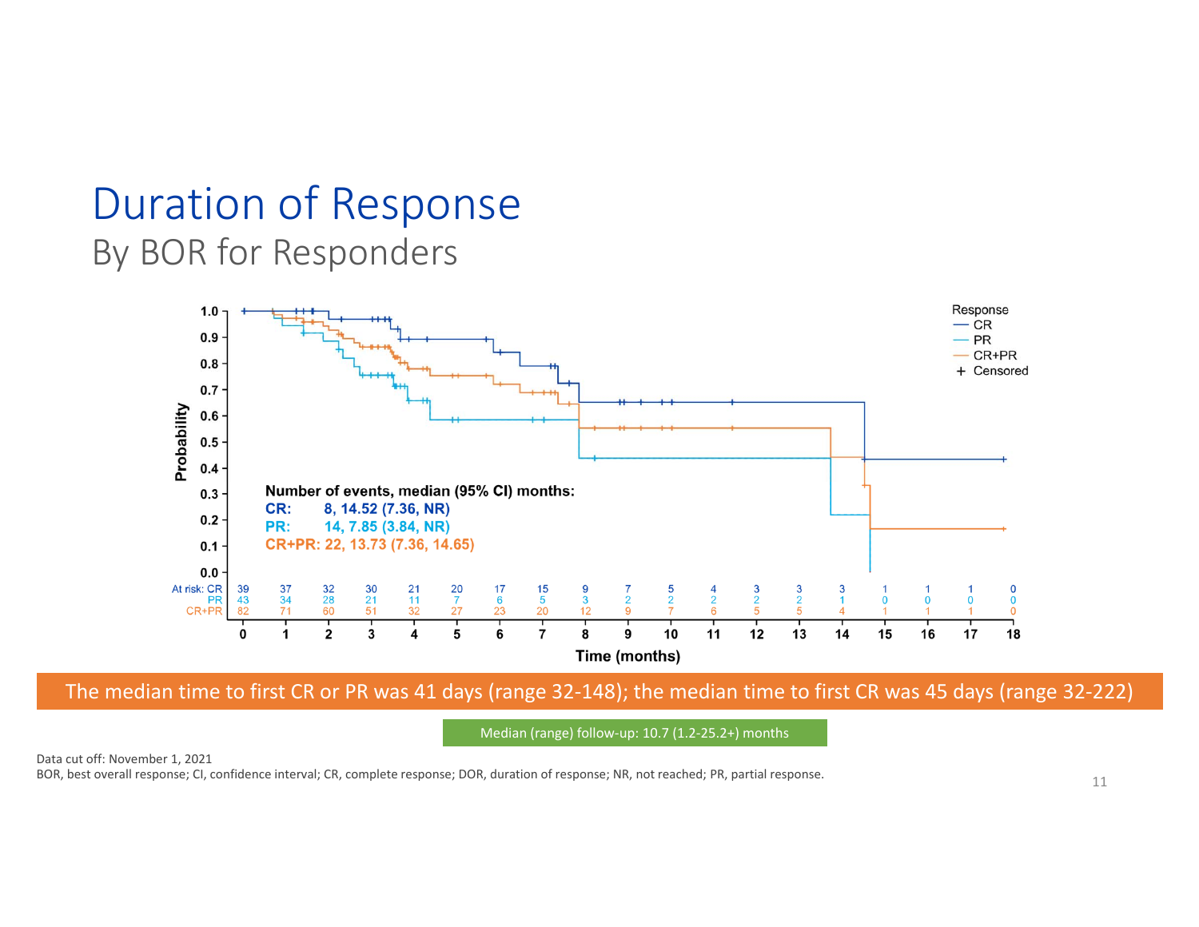# Duration of Response

## By BOR for Responders

Number of events, median (95% CI) months:

**CR:** 8, 14.52 (7.36, NR)

**PR:** 14, 7.85 (3.84, NR)

**CR+PR:** 22, 13.73 (7.36, 14.65)

| At risk | 0 | 1 | 2 | 3 | 4 | 5 | 6 | 7 | 8 | 9 | 10 | 11 | 12 | 13 | 14 | 15 | 16 | 17 | 18 |
|---|---|---|---|---|---|---|---|---|---|---|---|---|---|---|---|---|---|---|---|
| CR | 39 | 37 | 32 | 30 | 21 | 20 | 17 | 15 | 9 | 7 | 5 | 4 | 3 | 3 | 3 | 1 | 1 | 1 | 0 |
| PR | 43 | 34 | 28 | 21 | 11 | 7 | 6 | 5 | 3 | 2 | 2 | 2 | 2 | 2 | 1 | 0 | 0 | 0 | 0 |
| CR+PR | 82 | 71 | 60 | 51 | 32 | 27 | 23 | 20 | 12 | 9 | 7 | 6 | 5 | 5 | 4 | 1 | 1 | 1 | 0 |

Time (months)

The median time to first CR or PR was 41 days (range 32-148); the median time to first CR was 45 days (range 32-222)

Median (range) follow-up: 10.7 (1.2-25.2+) months

Data cut off: November 1, 2021

BOR, best overall response; CI, confidence interval; CR, complete response; DOR, duration of response; NR, not reached; PR, partial response.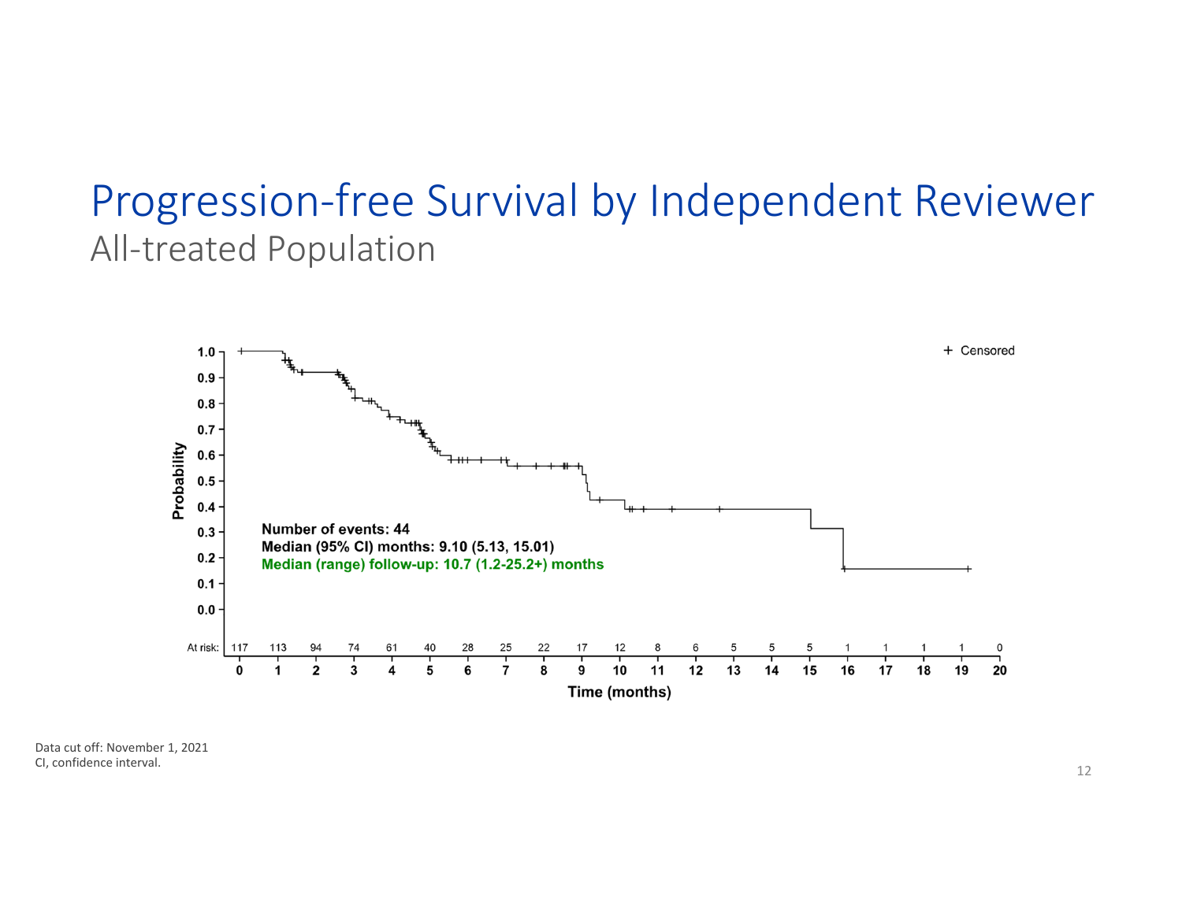# Progression-free Survival by Independent Reviewer

## All-treated Population

+ Censored

**Number of events: 44**
**Median (95% CI) months: 9.10 (5.13, 15.01)**
**Median (range) follow-up: 10.7 (1.2-25.2+) months**

| Time (months) | 0 | 1 | 2 | 3 | 4 | 5 | 6 | 7 | 8 | 9 | 10 | 11 | 12 | 13 | 14 | 15 | 16 | 17 | 18 | 19 | 20 |
|---|---|---|---|---|---|---|---|---|---|---|---|---|---|---|---|---|---|---|---|---|---|
| At risk: | 117 | 113 | 94 | 74 | 61 | 40 | 28 | 25 | 22 | 17 | 12 | 8 | 6 | 5 | 5 | 5 | 1 | 1 | 1 | 1 | 0 |

Data cut off: November 1, 2021
CI, confidence interval.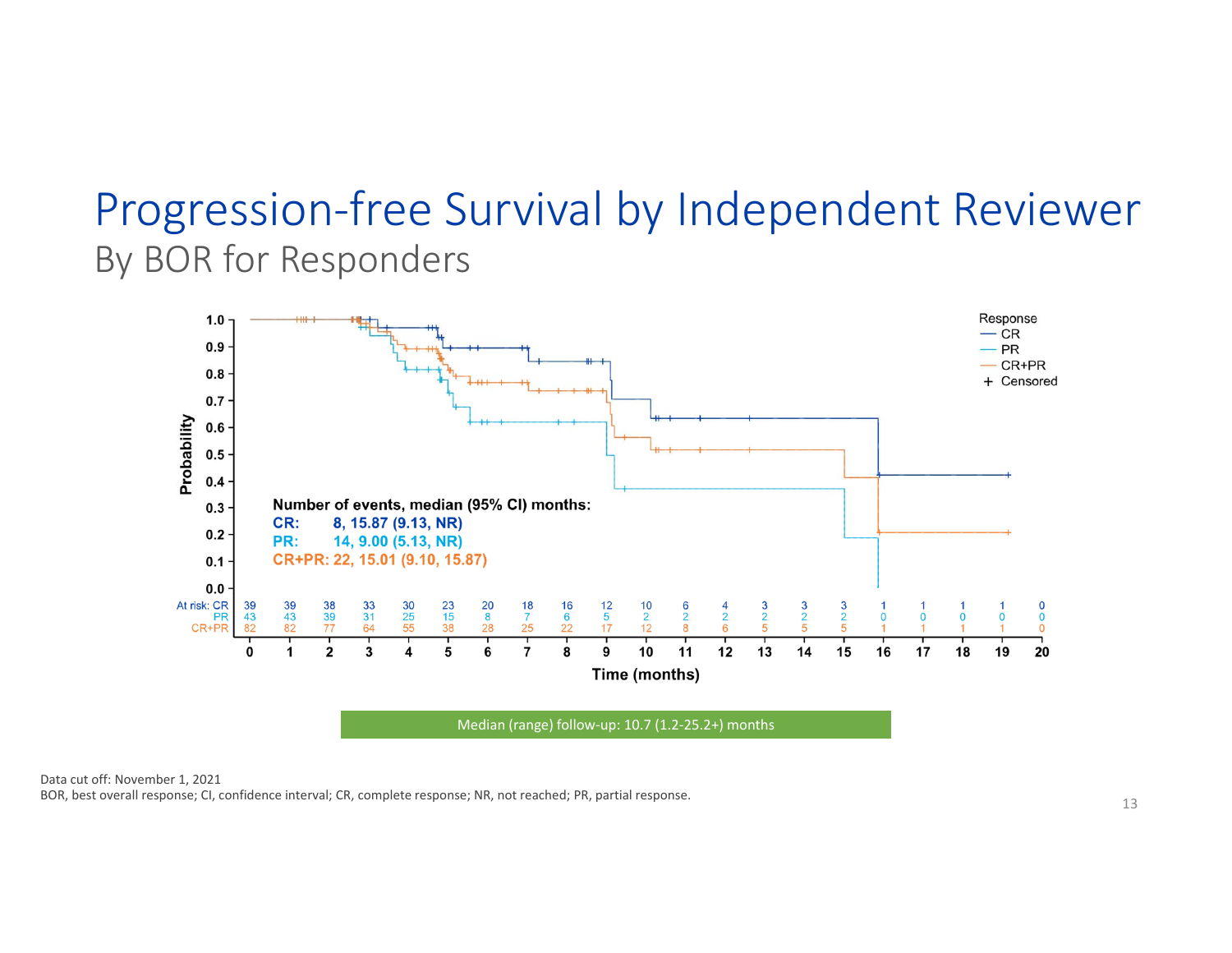# Progression-free Survival by Independent Reviewer

## By BOR for Responders

Number of events, median (95% CI) months:

**CR:** 8, 15.87 (9.13, NR)

**PR:** 14, 9.00 (5.13, NR)

**CR+PR:** 22, 15.01 (9.10, 15.87)

| At risk | 0 | 1 | 2 | 3 | 4 | 5 | 6 | 7 | 8 | 9 | 10 | 11 | 12 | 13 | 14 | 15 | 16 | 17 | 18 | 19 | 20 |
|---|---|---|---|---|---|---|---|---|---|---|---|---|---|---|---|---|---|---|---|---|---|
| CR | 39 | 39 | 38 | 33 | 30 | 23 | 20 | 18 | 16 | 12 | 10 | 6 | 4 | 3 | 3 | 3 | 1 | 1 | 1 | 1 | 0 |
| PR | 43 | 43 | 39 | 31 | 25 | 15 | 8 | 7 | 6 | 5 | 2 | 2 | 2 | 2 | 2 | 2 | 0 | 0 | 0 | 0 | 0 |
| CR+PR | 82 | 82 | 77 | 64 | 55 | 38 | 28 | 25 | 22 | 17 | 12 | 8 | 6 | 5 | 5 | 5 | 1 | 1 | 1 | 1 | 0 |

Time (months)

Median (range) follow-up: 10.7 (1.2-25.2+) months

Data cut off: November 1, 2021

BOR, best overall response; CI, confidence interval; CR, complete response; NR, not reached; PR, partial response.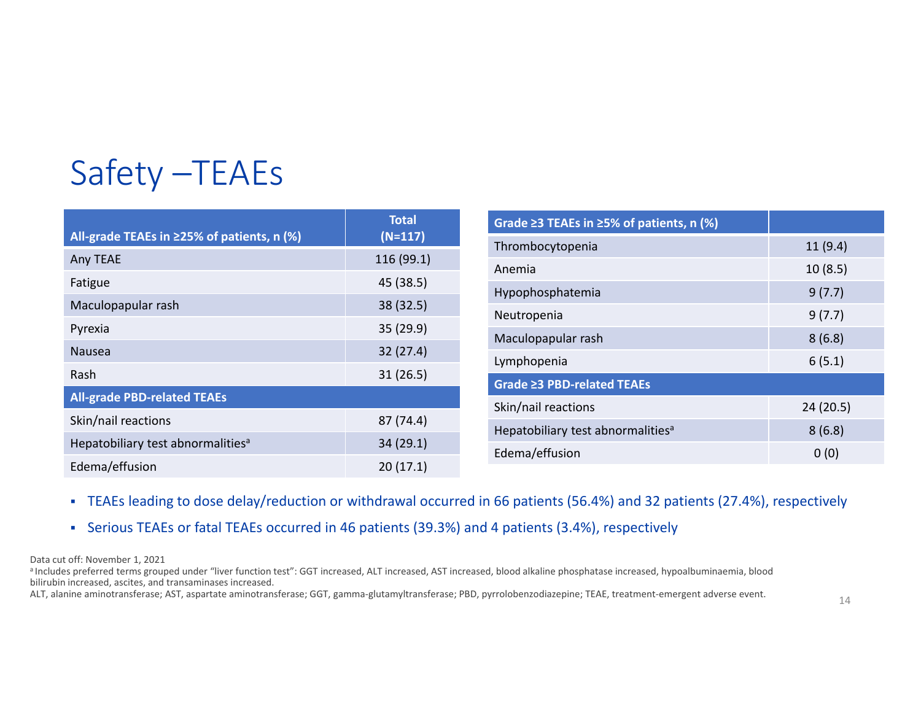# Safety –TEAEs

| All-grade TEAEs in ≥25% of patients, n (%) | Total (N=117) |
|---|---|
| Any TEAE | 116 (99.1) |
| Fatigue | 45 (38.5) |
| Maculopapular rash | 38 (32.5) |
| Pyrexia | 35 (29.9) |
| Nausea | 32 (27.4) |
| Rash | 31 (26.5) |
| **All-grade PBD-related TEAEs** | |
| Skin/nail reactions | 87 (74.4) |
| Hepatobiliary test abnormalities[a] | 34 (29.1) |
| Edema/effusion | 20 (17.1) |

| Grade ≥3 TEAEs in ≥5% of patients, n (%) | |
|---|---|
| Thrombocytopenia | 11 (9.4) |
| Anemia | 10 (8.5) |
| Hypophosphatemia | 9 (7.7) |
| Neutropenia | 9 (7.7) |
| Maculopapular rash | 8 (6.8) |
| Lymphopenia | 6 (5.1) |
| **Grade ≥3 PBD-related TEAEs** | |
| Skin/nail reactions | 24 (20.5) |
| Hepatobiliary test abnormalities[a] | 8 (6.8) |
| Edema/effusion | 0 (0) |

- TEAEs leading to dose delay/reduction or withdrawal occurred in 66 patients (56.4%) and 32 patients (27.4%), respectively
- Serious TEAEs or fatal TEAEs occurred in 46 patients (39.3%) and 4 patients (3.4%), respectively

Data cut off: November 1, 2021

[a] Includes preferred terms grouped under "liver function test": GGT increased, ALT increased, AST increased, blood alkaline phosphatase increased, hypoalbuminaemia, blood bilirubin increased, ascites, and transaminases increased.

ALT, alanine aminotransferase; AST, aspartate aminotransferase; GGT, gamma-glutamyltransferase; PBD, pyrrolobenzodiazepine; TEAE, treatment-emergent adverse event.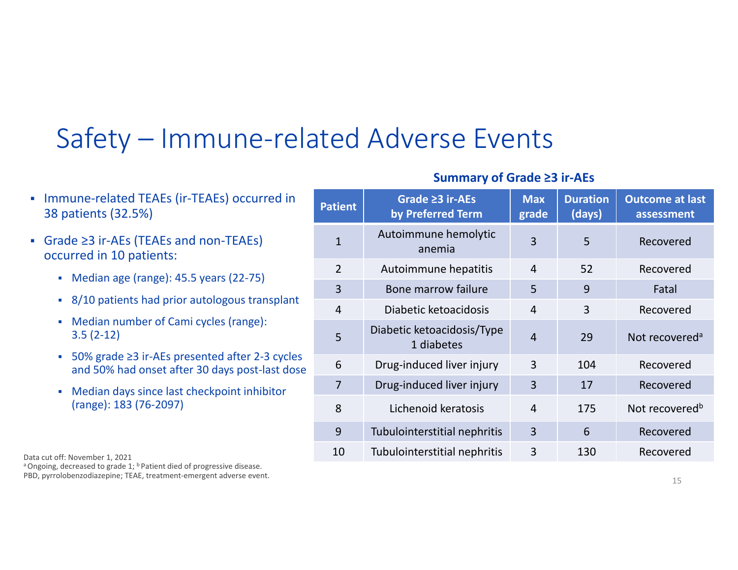# Safety – Immune-related Adverse Events

- Immune-related TEAEs (ir-TEAEs) occurred in 38 patients (32.5%)
- Grade ≥3 ir-AEs (TEAEs and non-TEAEs) occurred in 10 patients:
  - Median age (range): 45.5 years (22-75)
  - 8/10 patients had prior autologous transplant
  - Median number of Cami cycles (range): 3.5 (2-12)
  - 50% grade ≥3 ir-AEs presented after 2-3 cycles and 50% had onset after 30 days post-last dose
  - Median days since last checkpoint inhibitor (range): 183 (76-2097)

**Summary of Grade ≥3 ir-AEs**

| Patient | Grade ≥3 ir-AEs by Preferred Term | Max grade | Duration (days) | Outcome at last assessment |
|---|---|---|---|---|
| 1 | Autoimmune hemolytic anemia | 3 | 5 | Recovered |
| 2 | Autoimmune hepatitis | 4 | 52 | Recovered |
| 3 | Bone marrow failure | 5 | 9 | Fatal |
| 4 | Diabetic ketoacidosis | 4 | 3 | Recovered |
| 5 | Diabetic ketoacidosis/Type 1 diabetes | 4 | 29 | Not recovered[a] |
| 6 | Drug-induced liver injury | 3 | 104 | Recovered |
| 7 | Drug-induced liver injury | 3 | 17 | Recovered |
| 8 | Lichenoid keratosis | 4 | 175 | Not recovered[b] |
| 9 | Tubulointerstitial nephritis | 3 | 6 | Recovered |
| 10 | Tubulointerstitial nephritis | 3 | 130 | Recovered |

Data cut off: November 1, 2021

[a] Ongoing, decreased to grade 1; [b] Patient died of progressive disease.

PBD, pyrrolobenzodiazepine; TEAE, treatment-emergent adverse event.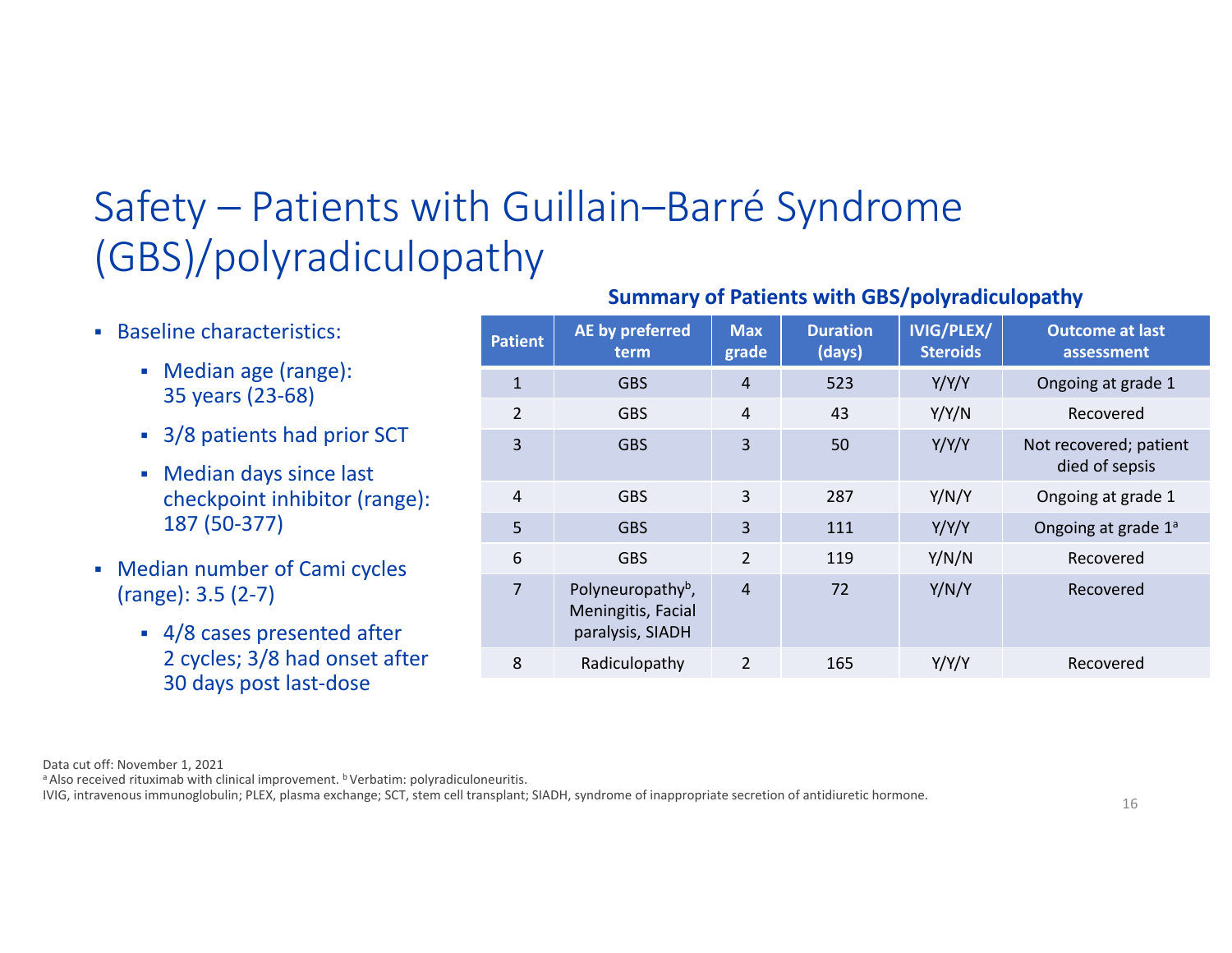# Safety – Patients with Guillain–Barré Syndrome (GBS)/polyradiculopathy

- Baseline characteristics:
  - Median age (range): 35 years (23-68)
  - 3/8 patients had prior SCT
  - Median days since last checkpoint inhibitor (range): 187 (50-377)
- Median number of Cami cycles (range): 3.5 (2-7)
  - 4/8 cases presented after 2 cycles; 3/8 had onset after 30 days post last-dose

**Summary of Patients with GBS/polyradiculopathy**

| Patient | AE by preferred term | Max grade | Duration (days) | IVIG/PLEX/ Steroids | Outcome at last assessment |
|---|---|---|---|---|---|
| 1 | GBS | 4 | 523 | Y/Y/Y | Ongoing at grade 1 |
| 2 | GBS | 4 | 43 | Y/Y/N | Recovered |
| 3 | GBS | 3 | 50 | Y/Y/Y | Not recovered; patient died of sepsis |
| 4 | GBS | 3 | 287 | Y/N/Y | Ongoing at grade 1 |
| 5 | GBS | 3 | 111 | Y/Y/Y | Ongoing at grade 1[a] |
| 6 | GBS | 2 | 119 | Y/N/N | Recovered |
| 7 | Polyneuropathy[b], Meningitis, Facial paralysis, SIADH | 4 | 72 | Y/N/Y | Recovered |
| 8 | Radiculopathy | 2 | 165 | Y/Y/Y | Recovered |

Data cut off: November 1, 2021
[a] Also received rituximab with clinical improvement. [b] Verbatim: polyradiculoneuritis.
IVIG, intravenous immunoglobulin; PLEX, plasma exchange; SCT, stem cell transplant; SIADH, syndrome of inappropriate secretion of antidiuretic hormone.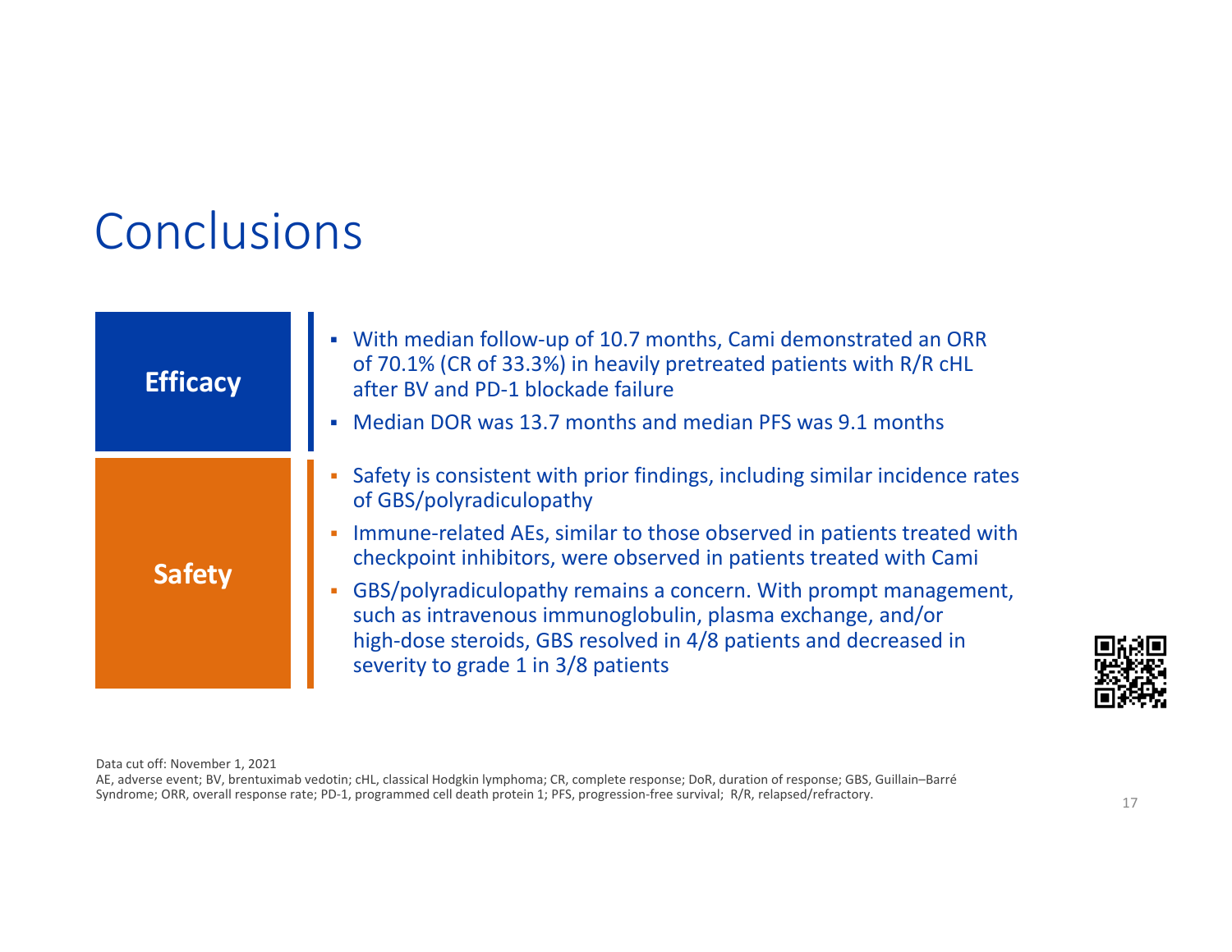# Conclusions

**Efficacy**

- With median follow-up of 10.7 months, Cami demonstrated an ORR of 70.1% (CR of 33.3%) in heavily pretreated patients with R/R cHL after BV and PD-1 blockade failure
- Median DOR was 13.7 months and median PFS was 9.1 months

**Safety**

- Safety is consistent with prior findings, including similar incidence rates of GBS/polyradiculopathy
- Immune-related AEs, similar to those observed in patients treated with checkpoint inhibitors, were observed in patients treated with Cami
- GBS/polyradiculopathy remains a concern. With prompt management, such as intravenous immunoglobulin, plasma exchange, and/or high-dose steroids, GBS resolved in 4/8 patients and decreased in severity to grade 1 in 3/8 patients

Data cut off: November 1, 2021

AE, adverse event; BV, brentuximab vedotin; cHL, classical Hodgkin lymphoma; CR, complete response; DoR, duration of response; GBS, Guillain–Barré Syndrome; ORR, overall response rate; PD-1, programmed cell death protein 1; PFS, progression-free survival; R/R, relapsed/refractory.